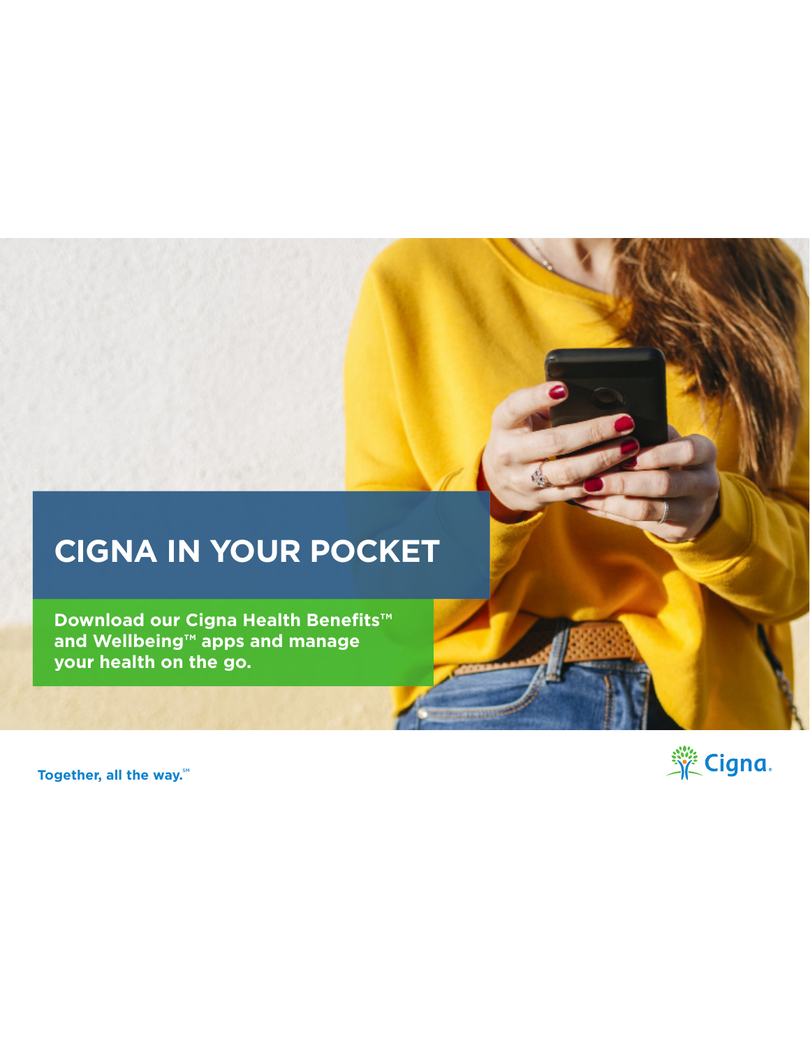# CIGNA IN YOUR POCKET

**Download our Cigna Health Benefits™ and Wellbeing™ apps and manage your health on the go.**

Together, all the way.℠

Cigna.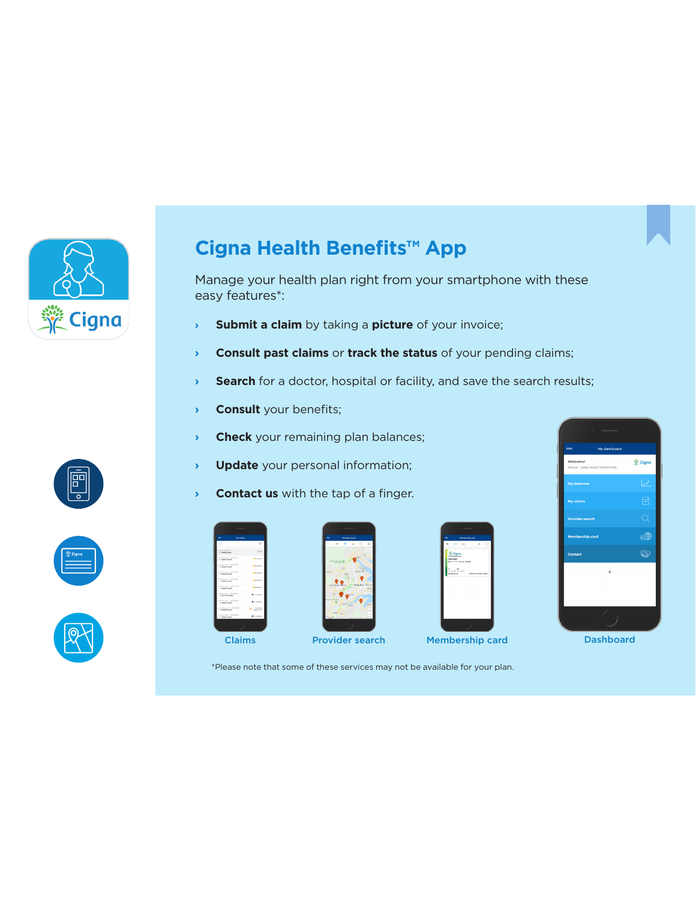# Cigna Health Benefits™ App

Manage your health plan right from your smartphone with these easy features*:

- **Submit a claim** by taking a **picture** of your invoice;
- **Consult past claims** or **track the status** of your pending claims;
- **Search** for a doctor, hospital or facility, and save the search results;
- **Consult** your benefits;
- **Check** your remaining plan balances;
- **Update** your personal information;
- **Contact us** with the tap of a finger.

Claims

Provider search

Membership card

Dashboard

*Please note that some of these services may not be available for your plan.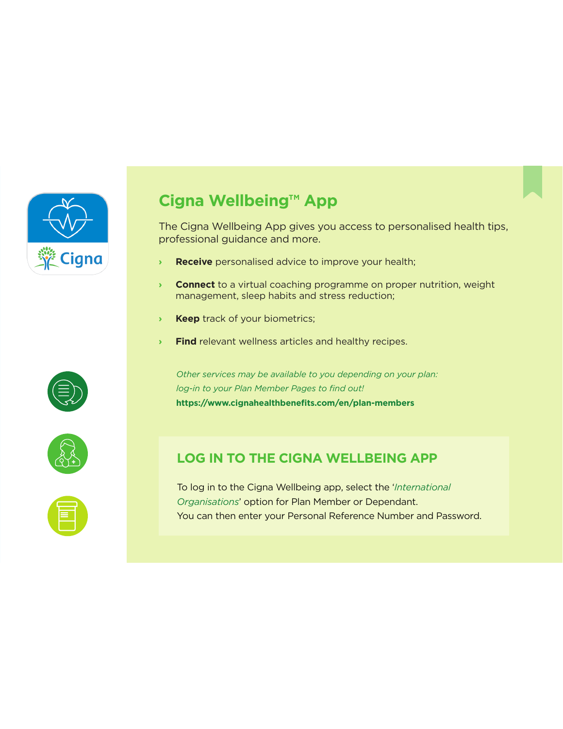## Cigna Wellbeing™ App

The Cigna Wellbeing App gives you access to personalised health tips, professional guidance and more.

- **Receive** personalised advice to improve your health;
- **Connect** to a virtual coaching programme on proper nutrition, weight management, sleep habits and stress reduction;
- **Keep** track of your biometrics;
- **Find** relevant wellness articles and healthy recipes.

*Other services may be available to you depending on your plan: log-in to your Plan Member Pages to find out!*

**https://www.cignahealthbenefits.com/en/plan-members**

### LOG IN TO THE CIGNA WELLBEING APP

To log in to the Cigna Wellbeing app, select the '*International Organisations*' option for Plan Member or Dependant.
You can then enter your Personal Reference Number and Password.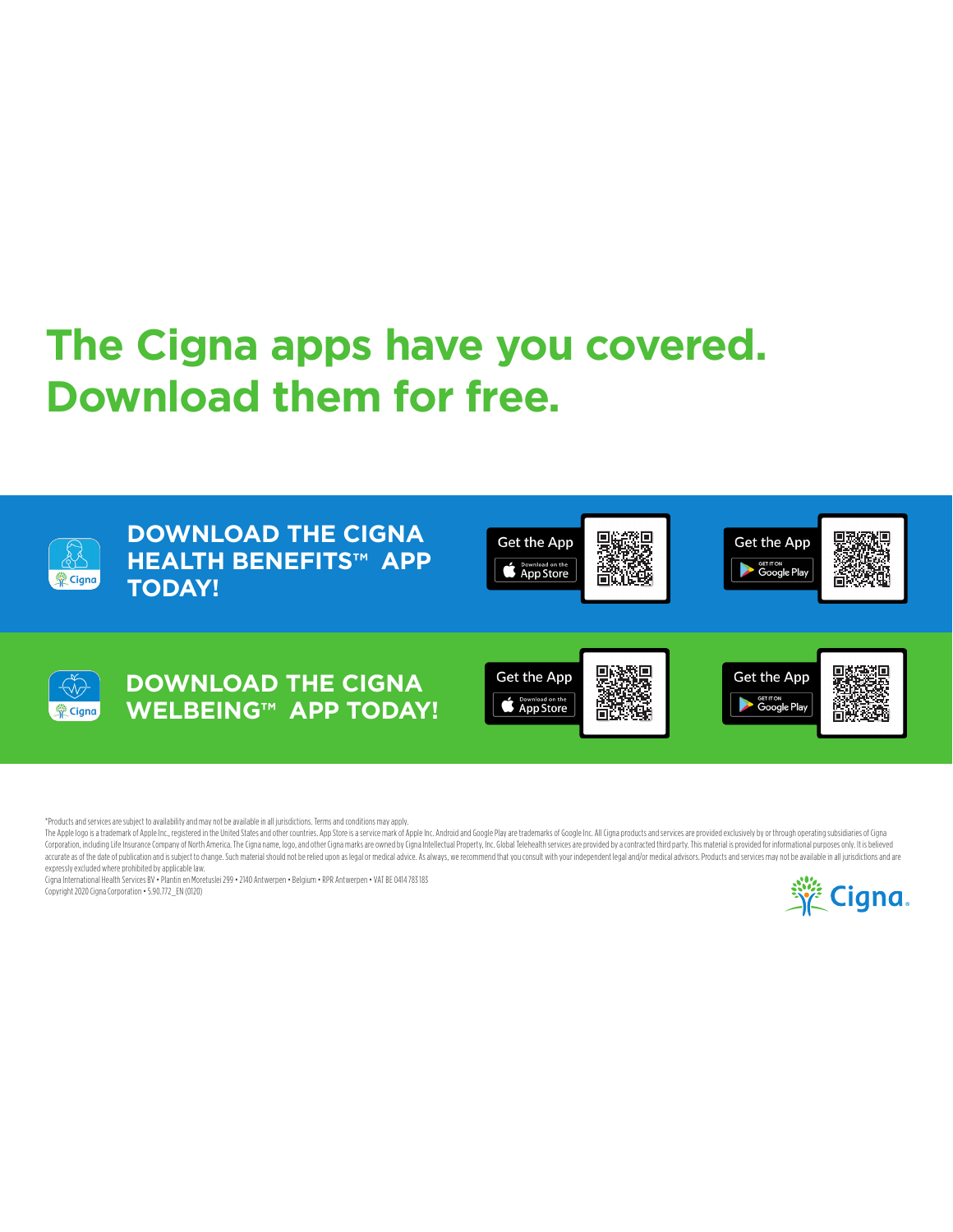# The Cigna apps have you covered. Download them for free.

## DOWNLOAD THE CIGNA HEALTH BENEFITS™ APP TODAY!

Get the App — Download on the App Store

Get the App — GET IT ON Google Play

## DOWNLOAD THE CIGNA WELBEING™ APP TODAY!

Get the App — Download on the App Store

Get the App — GET IT ON Google Play

*Products and services are subject to availability and may not be available in all jurisdictions. Terms and conditions may apply.

The Apple logo is a trademark of Apple Inc., registered in the United States and other countries. App Store is a service mark of Apple Inc. Android and Google Play are trademarks of Google Inc. All Cigna products and services are provided exclusively by or through operating subsidiaries of Cigna Corporation, including Life Insurance Company of North America. The Cigna name, logo, and other Cigna marks are owned by Cigna Intellectual Property, Inc. Global Telehealth services are provided by a contracted third party. This material is provided for informational purposes only. It is believed accurate as of the date of publication and is subject to change. Such material should not be relied upon as legal or medical advice. As always, we recommend that you consult with your independent legal and/or medical advisors. Products and services may not be available in all jurisdictions and are expressly excluded where prohibited by applicable law.

Cigna International Health Services BV • Plantin en Moretuslei 299 • 2140 Antwerpen • Belgium • RPR Antwerpen • VAT BE 0414 783 183

Copyright 2020 Cigna Corporation • 5.90.772_EN (0120)

Cigna.